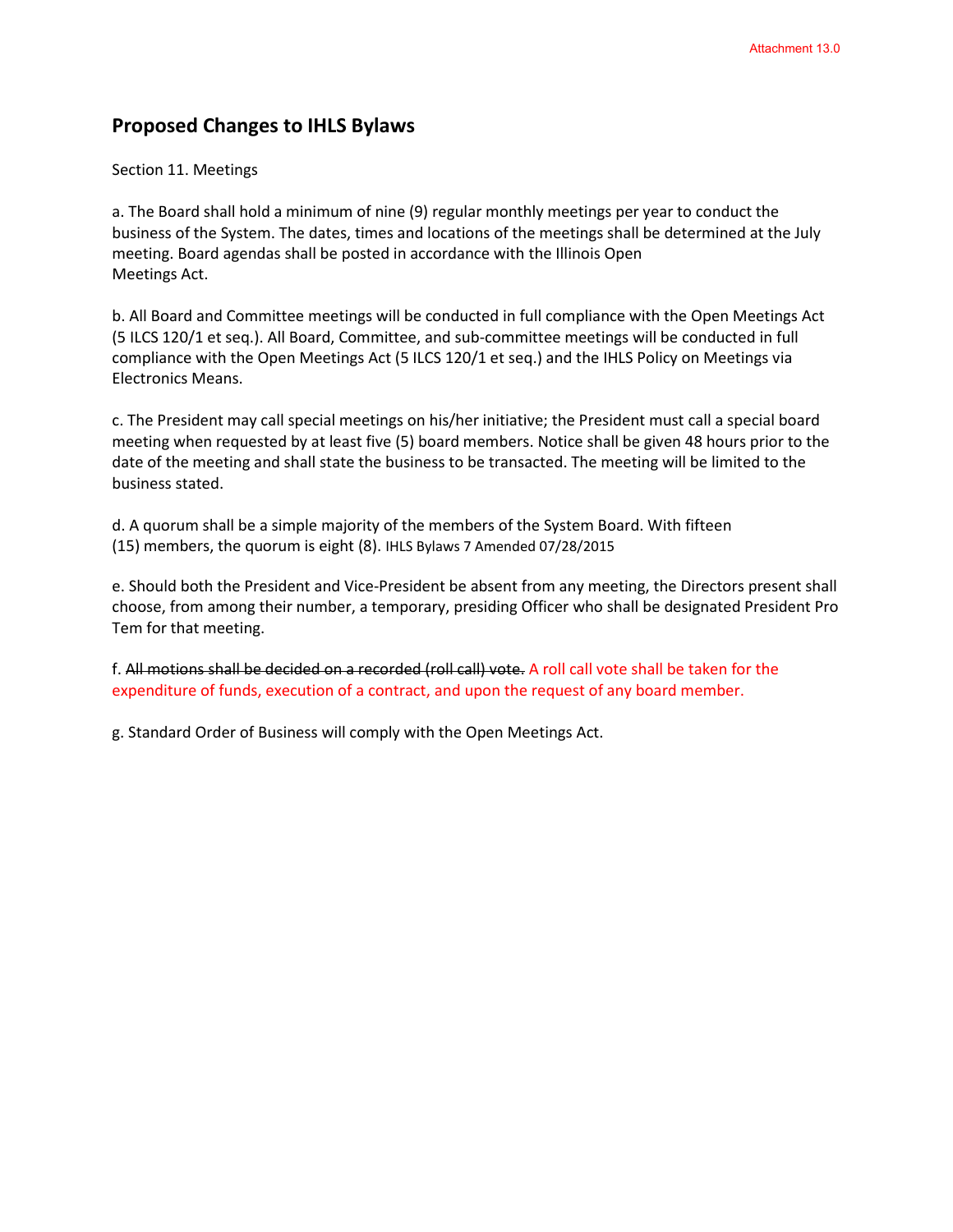Attachment 13.0

## Proposed Changes to IHLS Bylaws

Section 11. Meetings

a. The Board shall hold a minimum of nine (9) regular monthly meetings per year to conduct the business of the System. The dates, times and locations of the meetings shall be determined at the July meeting. Board agendas shall be posted in accordance with the Illinois Open Meetings Act.

b. All Board and Committee meetings will be conducted in full compliance with the Open Meetings Act (5 ILCS 120/1 et seq.). All Board, Committee, and sub-committee meetings will be conducted in full compliance with the Open Meetings Act (5 ILCS 120/1 et seq.) and the IHLS Policy on Meetings via Electronics Means.

c. The President may call special meetings on his/her initiative; the President must call a special board meeting when requested by at least five (5) board members. Notice shall be given 48 hours prior to the date of the meeting and shall state the business to be transacted. The meeting will be limited to the business stated.

d. A quorum shall be a simple majority of the members of the System Board. With fifteen (15) members, the quorum is eight (8). IHLS Bylaws 7 Amended 07/28/2015

e. Should both the President and Vice-President be absent from any meeting, the Directors present shall choose, from among their number, a temporary, presiding Officer who shall be designated President Pro Tem for that meeting.

f. ~~All motions shall be decided on a recorded (roll call) vote.~~ A roll call vote shall be taken for the expenditure of funds, execution of a contract, and upon the request of any board member.

g. Standard Order of Business will comply with the Open Meetings Act.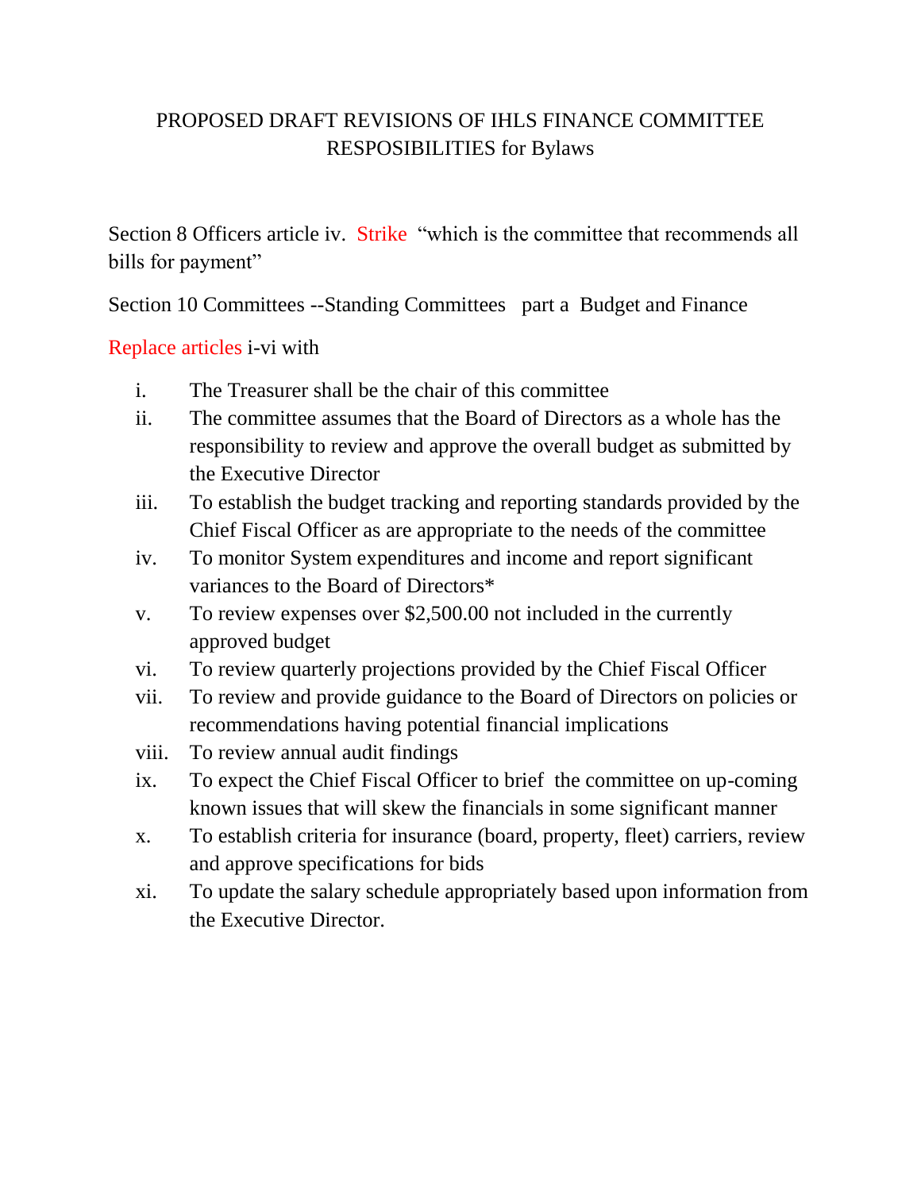PROPOSED DRAFT REVISIONS OF IHLS FINANCE COMMITTEE RESPOSIBILITIES for Bylaws

Section 8 Officers article iv. Strike "which is the committee that recommends all bills for payment"

Section 10 Committees --Standing Committees part a Budget and Finance

Replace articles i-vi with

i. The Treasurer shall be the chair of this committee
ii. The committee assumes that the Board of Directors as a whole has the responsibility to review and approve the overall budget as submitted by the Executive Director
iii. To establish the budget tracking and reporting standards provided by the Chief Fiscal Officer as are appropriate to the needs of the committee
iv. To monitor System expenditures and income and report significant variances to the Board of Directors*
v. To review expenses over $2,500.00 not included in the currently approved budget
vi. To review quarterly projections provided by the Chief Fiscal Officer
vii. To review and provide guidance to the Board of Directors on policies or recommendations having potential financial implications
viii. To review annual audit findings
ix. To expect the Chief Fiscal Officer to brief the committee on up-coming known issues that will skew the financials in some significant manner
x. To establish criteria for insurance (board, property, fleet) carriers, review and approve specifications for bids
xi. To update the salary schedule appropriately based upon information from the Executive Director.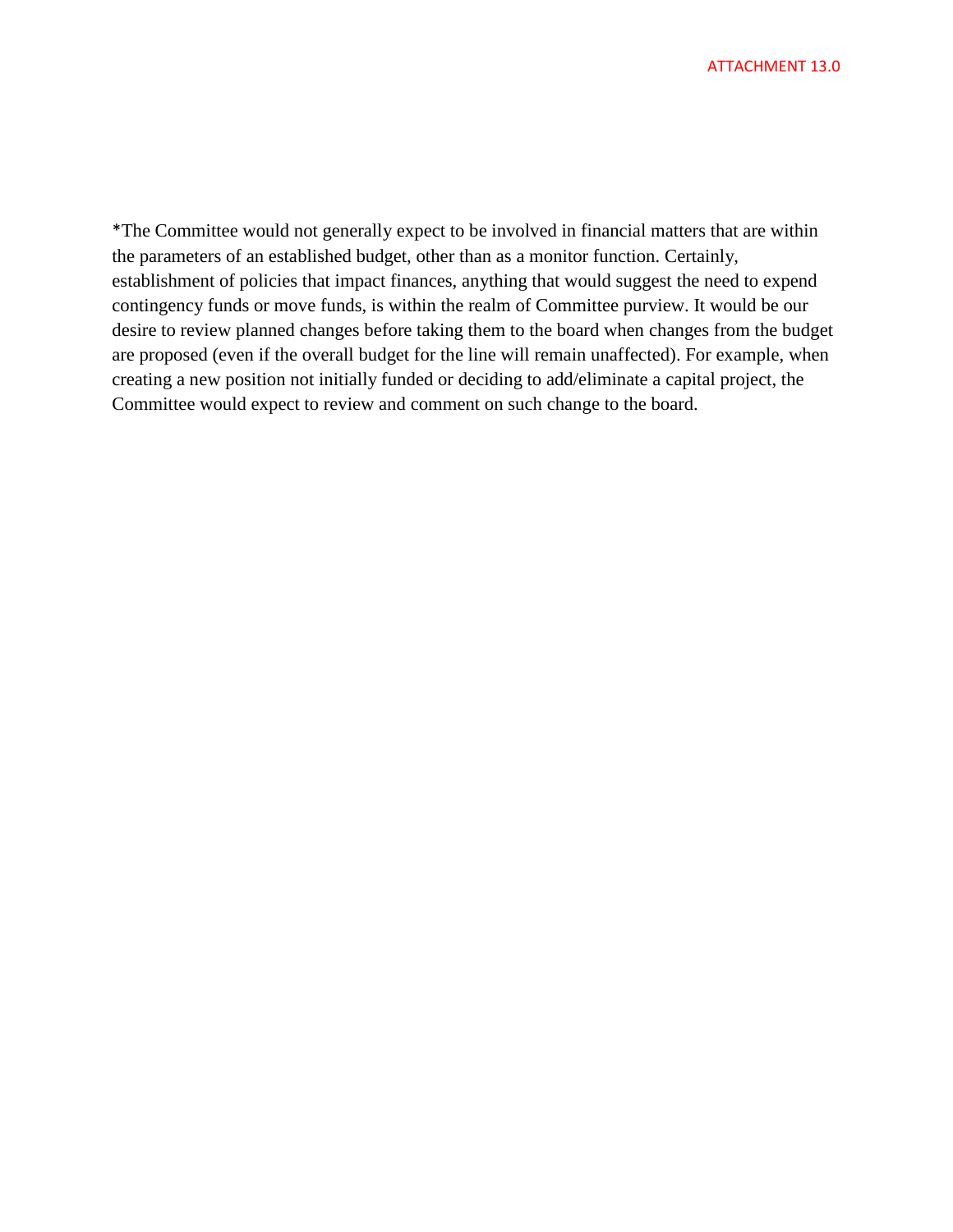ATTACHMENT 13.0

*The Committee would not generally expect to be involved in financial matters that are within the parameters of an established budget, other than as a monitor function. Certainly, establishment of policies that impact finances, anything that would suggest the need to expend contingency funds or move funds, is within the realm of Committee purview. It would be our desire to review planned changes before taking them to the board when changes from the budget are proposed (even if the overall budget for the line will remain unaffected). For example, when creating a new position not initially funded or deciding to add/eliminate a capital project, the Committee would expect to review and comment on such change to the board.